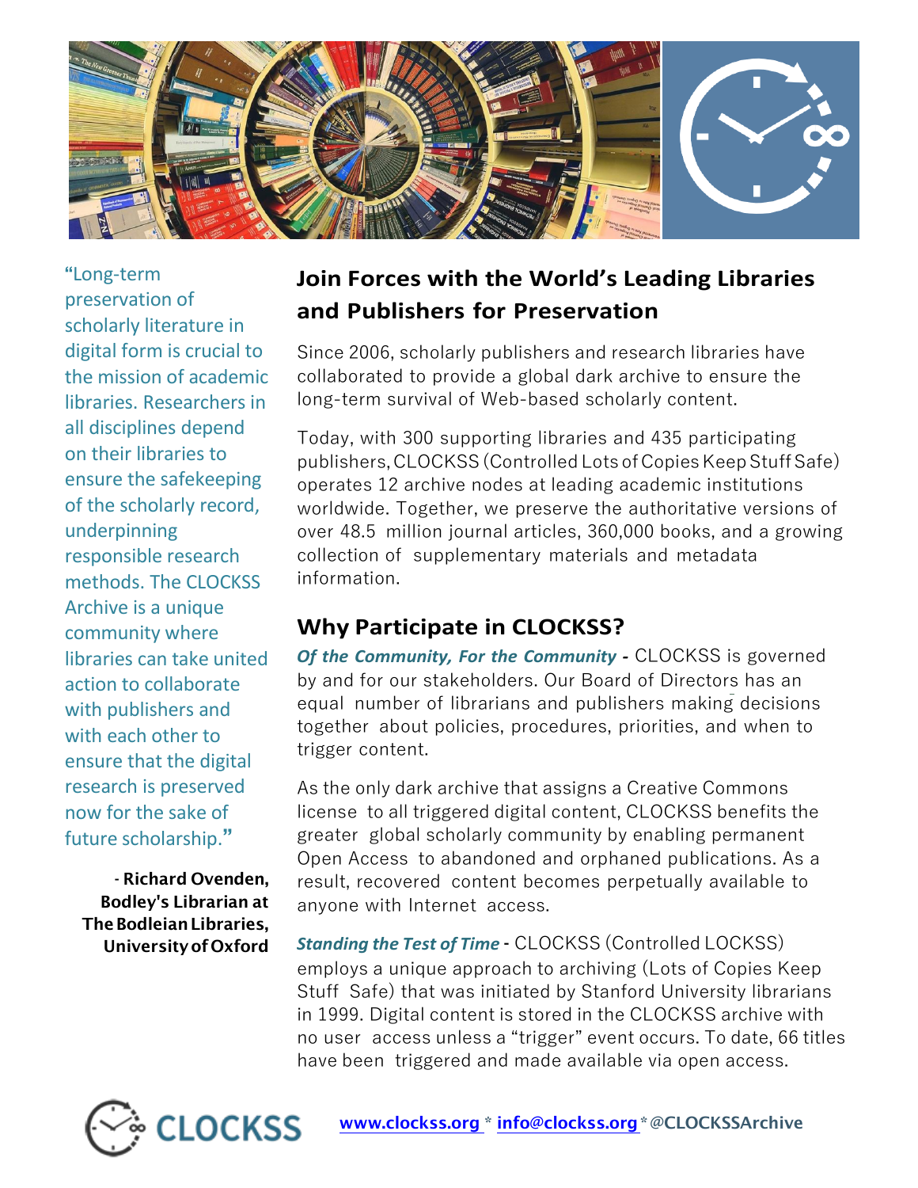> "Long-term preservation of scholarly literature in digital form is crucial to the mission of academic libraries. Researchers in all disciplines depend on their libraries to ensure the safekeeping of the scholarly record, underpinning responsible research methods. The CLOCKSS Archive is a unique community where libraries can take united action to collaborate with publishers and with each other to ensure that the digital research is preserved now for the sake of future scholarship."
>
> **- Richard Ovenden, Bodley's Librarian at The Bodleian Libraries, University of Oxford**

## Join Forces with the World's Leading Libraries and Publishers for Preservation

Since 2006, scholarly publishers and research libraries have collaborated to provide a global dark archive to ensure the long-term survival of Web-based scholarly content.

Today, with 300 supporting libraries and 435 participating publishers, CLOCKSS (Controlled Lots of Copies Keep Stuff Safe) operates 12 archive nodes at leading academic institutions worldwide. Together, we preserve the authoritative versions of over 48.5 million journal articles, 360,000 books, and a growing collection of supplementary materials and metadata information.

## Why Participate in CLOCKSS?

***Of the Community, For the Community*** **-** CLOCKSS is governed by and for our stakeholders. Our Board of Directors has an equal number of librarians and publishers making decisions together about policies, procedures, priorities, and when to trigger content.

As the only dark archive that assigns a Creative Commons license to all triggered digital content, CLOCKSS benefits the greater global scholarly community by enabling permanent Open Access to abandoned and orphaned publications. As a result, recovered content becomes perpetually available to anyone with Internet access.

***Standing the Test of Time*** **-** CLOCKSS (Controlled LOCKSS) employs a unique approach to archiving (Lots of Copies Keep Stuff Safe) that was initiated by Stanford University librarians in 1999. Digital content is stored in the CLOCKSS archive with no user access unless a "trigger" event occurs. To date, 66 titles have been triggered and made available via open access.

**CLOCKSS** **www.clockss.org * info@clockss.org * @CLOCKSSArchive**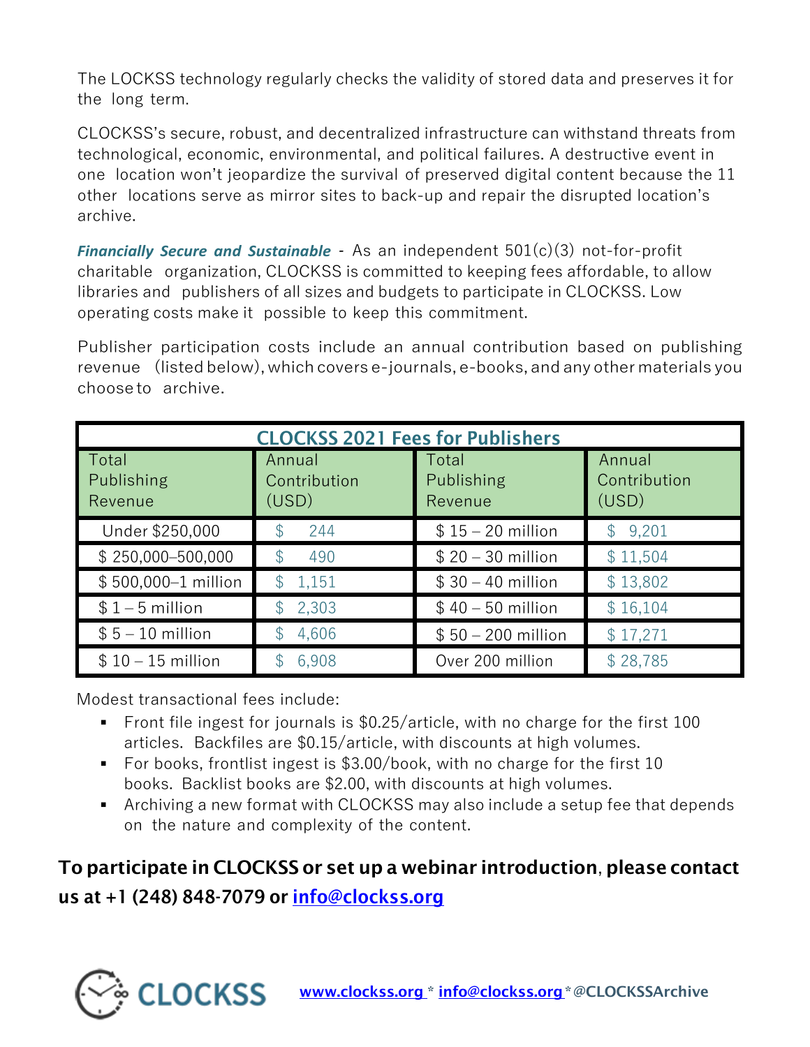The LOCKSS technology regularly checks the validity of stored data and preserves it for the long term.

CLOCKSS's secure, robust, and decentralized infrastructure can withstand threats from technological, economic, environmental, and political failures. A destructive event in one location won't jeopardize the survival of preserved digital content because the 11 other locations serve as mirror sites to back-up and repair the disrupted location's archive.

***Financially Secure and Sustainable*** - As an independent 501(c)(3) not-for-profit charitable organization, CLOCKSS is committed to keeping fees affordable, to allow libraries and publishers of all sizes and budgets to participate in CLOCKSS. Low operating costs make it possible to keep this commitment.

Publisher participation costs include an annual contribution based on publishing revenue (listed below), which covers e-journals, e-books, and any other materials you choose to archive.

**CLOCKSS 2021 Fees for Publishers**

| Total Publishing Revenue | Annual Contribution (USD) | Total Publishing Revenue | Annual Contribution (USD) |
|---|---|---|---|
| Under $250,000 | $ 244 | $ 15 – 20 million | $ 9,201 |
| $ 250,000–500,000 | $ 490 | $ 20 – 30 million | $ 11,504 |
| $ 500,000–1 million | $ 1,151 | $ 30 – 40 million | $ 13,802 |
| $ 1 – 5 million | $ 2,303 | $ 40 – 50 million | $ 16,104 |
| $ 5 – 10 million | $ 4,606 | $ 50 – 200 million | $ 17,271 |
| $ 10 – 15 million | $ 6,908 | Over 200 million | $ 28,785 |

Modest transactional fees include:

- Front file ingest for journals is $0.25/article, with no charge for the first 100 articles. Backfiles are $0.15/article, with discounts at high volumes.
- For books, frontlist ingest is $3.00/book, with no charge for the first 10 books. Backlist books are $2.00, with discounts at high volumes.
- Archiving a new format with CLOCKSS may also include a setup fee that depends on the nature and complexity of the content.

**To participate in CLOCKSS or set up a webinar introduction, please contact us at +1 (248) 848-7079 or [info@clockss.org](mailto:info@clockss.org)**

CLOCKSS

[www.clockss.org](http://www.clockss.org) * [info@clockss.org](mailto:info@clockss.org) * @CLOCKSSArchive